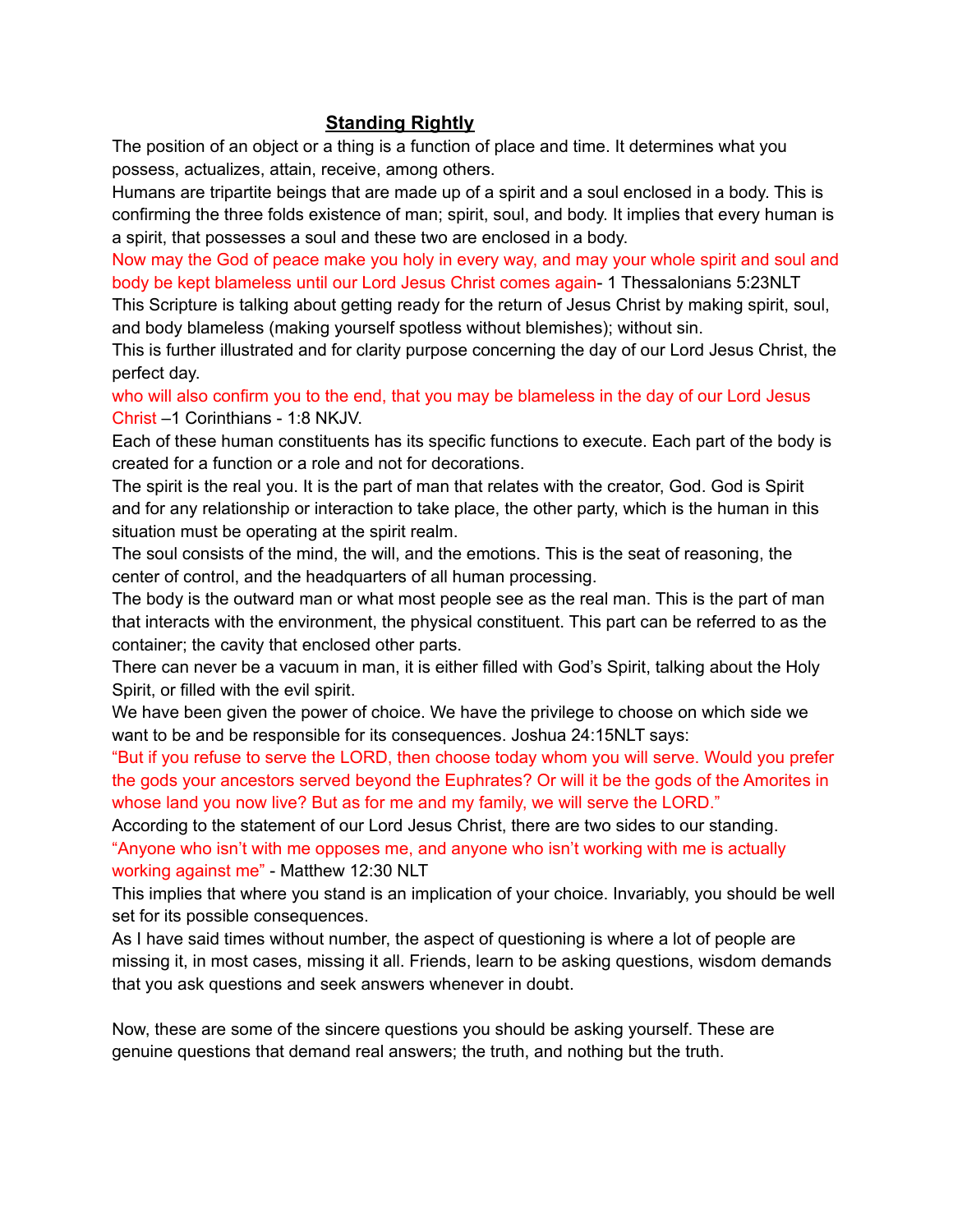## **Standing Rightly**

The position of an object or a thing is a function of place and time. It determines what you possess, actualizes, attain, receive, among others.

Humans are tripartite beings that are made up of a spirit and a soul enclosed in a body. This is confirming the three folds existence of man; spirit, soul, and body. It implies that every human is a spirit, that possesses a soul and these two are enclosed in a body.

Now may the God of peace make you holy in every way, and may your whole spirit and soul and body be kept blameless until our Lord Jesus Christ comes again- 1 Thessalonians 5:23NLT

This Scripture is talking about getting ready for the return of Jesus Christ by making spirit, soul, and body blameless (making yourself spotless without blemishes); without sin.

This is further illustrated and for clarity purpose concerning the day of our Lord Jesus Christ, the perfect day.

who will also confirm you to the end, that you may be blameless in the day of our Lord Jesus Christ –1 Corinthians - 1:8 NKJV.

Each of these human constituents has its specific functions to execute. Each part of the body is created for a function or a role and not for decorations.

The spirit is the real you. It is the part of man that relates with the creator, God. God is Spirit and for any relationship or interaction to take place, the other party, which is the human in this situation must be operating at the spirit realm.

The soul consists of the mind, the will, and the emotions. This is the seat of reasoning, the center of control, and the headquarters of all human processing.

The body is the outward man or what most people see as the real man. This is the part of man that interacts with the environment, the physical constituent. This part can be referred to as the container; the cavity that enclosed other parts.

There can never be a vacuum in man, it is either filled with God's Spirit, talking about the Holy Spirit, or filled with the evil spirit.

We have been given the power of choice. We have the privilege to choose on which side we want to be and be responsible for its consequences. Joshua 24:15NLT says:

"But if you refuse to serve the LORD, then choose today whom you will serve. Would you prefer the gods your ancestors served beyond the Euphrates? Or will it be the gods of the Amorites in whose land you now live? But as for me and my family, we will serve the LORD."

According to the statement of our Lord Jesus Christ, there are two sides to our standing.

"Anyone who isn't with me opposes me, and anyone who isn't working with me is actually working against me" - Matthew 12:30 NLT

This implies that where you stand is an implication of your choice. Invariably, you should be well set for its possible consequences.

As I have said times without number, the aspect of questioning is where a lot of people are missing it, in most cases, missing it all. Friends, learn to be asking questions, wisdom demands that you ask questions and seek answers whenever in doubt.

Now, these are some of the sincere questions you should be asking yourself. These are genuine questions that demand real answers; the truth, and nothing but the truth.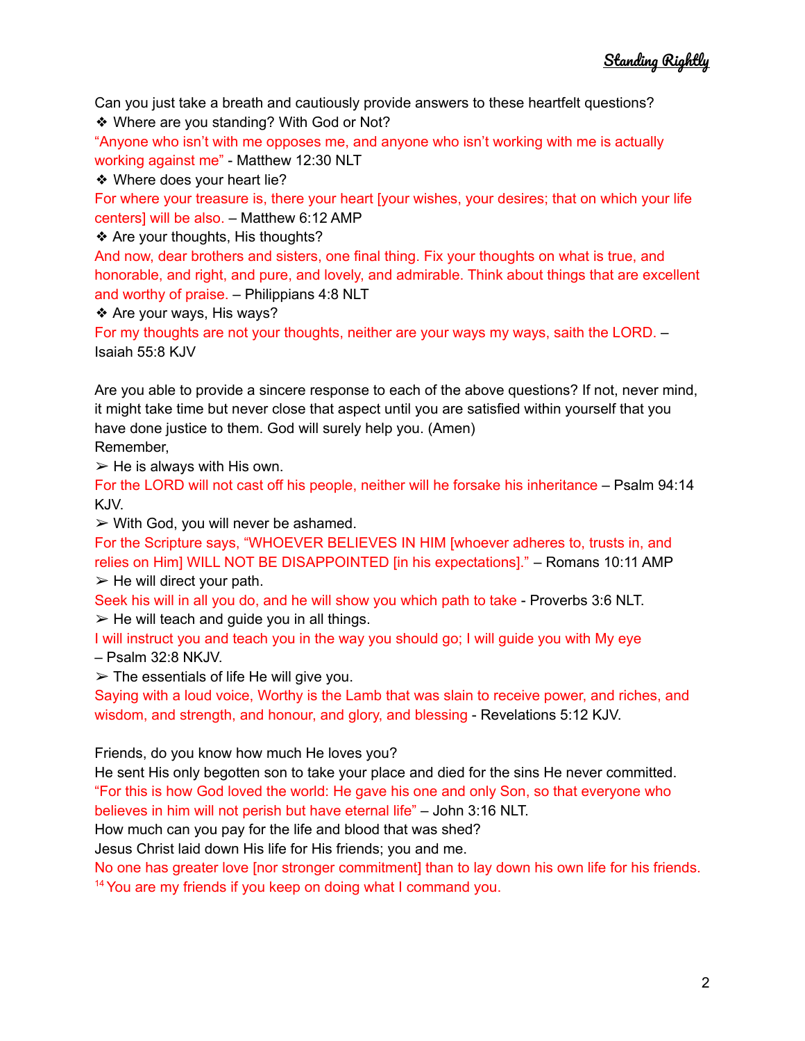Can you just take a breath and cautiously provide answers to these heartfelt questions?

❖ Where are you standing? With God or Not?

“Anyone who isn’t with me opposes me, and anyone who isn’t working with me is actually working against me” - Matthew 12:30 NLT

❖ Where does your heart lie?

For where your treasure is, there your heart [your wishes, your desires; that on which your life centers] will be also. – Matthew 6:12 AMP

❖ Are your thoughts, His thoughts?

And now, dear brothers and sisters, one final thing. Fix your thoughts on what is true, and honorable, and right, and pure, and lovely, and admirable. Think about things that are excellent and worthy of praise. – Philippians 4:8 NLT

❖ Are your ways, His ways?

For my thoughts are not your thoughts, neither are your ways my ways, saith the LORD. – Isaiah 55:8 KJV

Are you able to provide a sincere response to each of the above questions? If not, never mind, it might take time but never close that aspect until you are satisfied within yourself that you have done justice to them. God will surely help you. (Amen)

Remember,

➢ He is always with His own.

For the LORD will not cast off his people, neither will he forsake his inheritance – Psalm 94:14 KJV.

➢ With God, you will never be ashamed.

For the Scripture says, “WHOEVER BELIEVES IN HIM [whoever adheres to, trusts in, and relies on Him] WILL NOT BE DISAPPOINTED [in his expectations].” – Romans 10:11 AMP

➢ He will direct your path.

Seek his will in all you do, and he will show you which path to take - Proverbs 3:6 NLT.

➢ He will teach and guide you in all things.

I will instruct you and teach you in the way you should go; I will guide you with My eye – Psalm 32:8 NKJV.

➢ The essentials of life He will give you.

Saying with a loud voice, Worthy is the Lamb that was slain to receive power, and riches, and wisdom, and strength, and honour, and glory, and blessing - Revelations 5:12 KJV.

Friends, do you know how much He loves you?

He sent His only begotten son to take your place and died for the sins He never committed.

“For this is how God loved the world: He gave his one and only Son, so that everyone who believes in him will not perish but have eternal life” – John 3:16 NLT.

How much can you pay for the life and blood that was shed?

Jesus Christ laid down His life for His friends; you and me.

No one has greater love [nor stronger commitment] than to lay down his own life for his friends. [14] You are my friends if you keep on doing what I command you.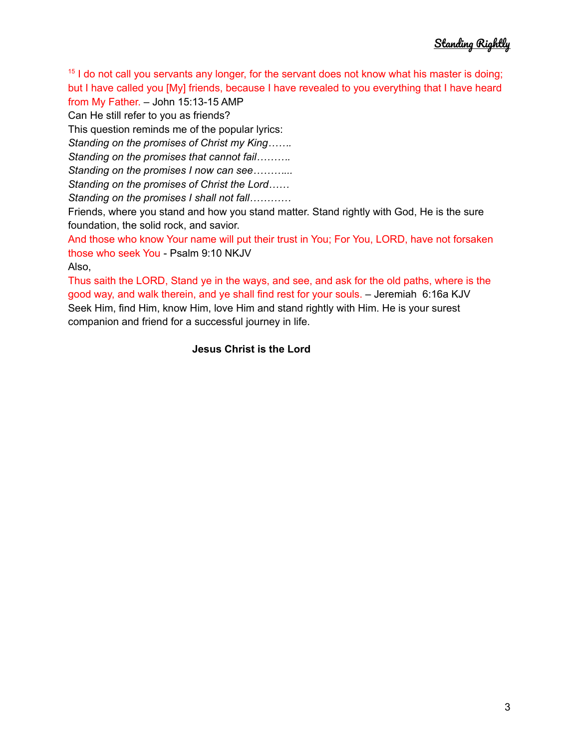[15] I do not call you servants any longer, for the servant does not know what his master is doing; but I have called you [My] friends, because I have revealed to you everything that I have heard from My Father. – John 15:13-15 AMP

Can He still refer to you as friends?

This question reminds me of the popular lyrics:

*Standing on the promises of Christ my King…….*
*Standing on the promises that cannot fail……….*
*Standing on the promises I now can see………...*
*Standing on the promises of Christ the Lord……*
*Standing on the promises I shall not fall…………*

Friends, where you stand and how you stand matter. Stand rightly with God, He is the sure foundation, the solid rock, and savior.

And those who know Your name will put their trust in You; For You, LORD, have not forsaken those who seek You - Psalm 9:10 NKJV

Also,

Thus saith the LORD, Stand ye in the ways, and see, and ask for the old paths, where is the good way, and walk therein, and ye shall find rest for your souls. – Jeremiah 6:16a KJV

Seek Him, find Him, know Him, love Him and stand rightly with Him. He is your surest companion and friend for a successful journey in life.

**Jesus Christ is the Lord**